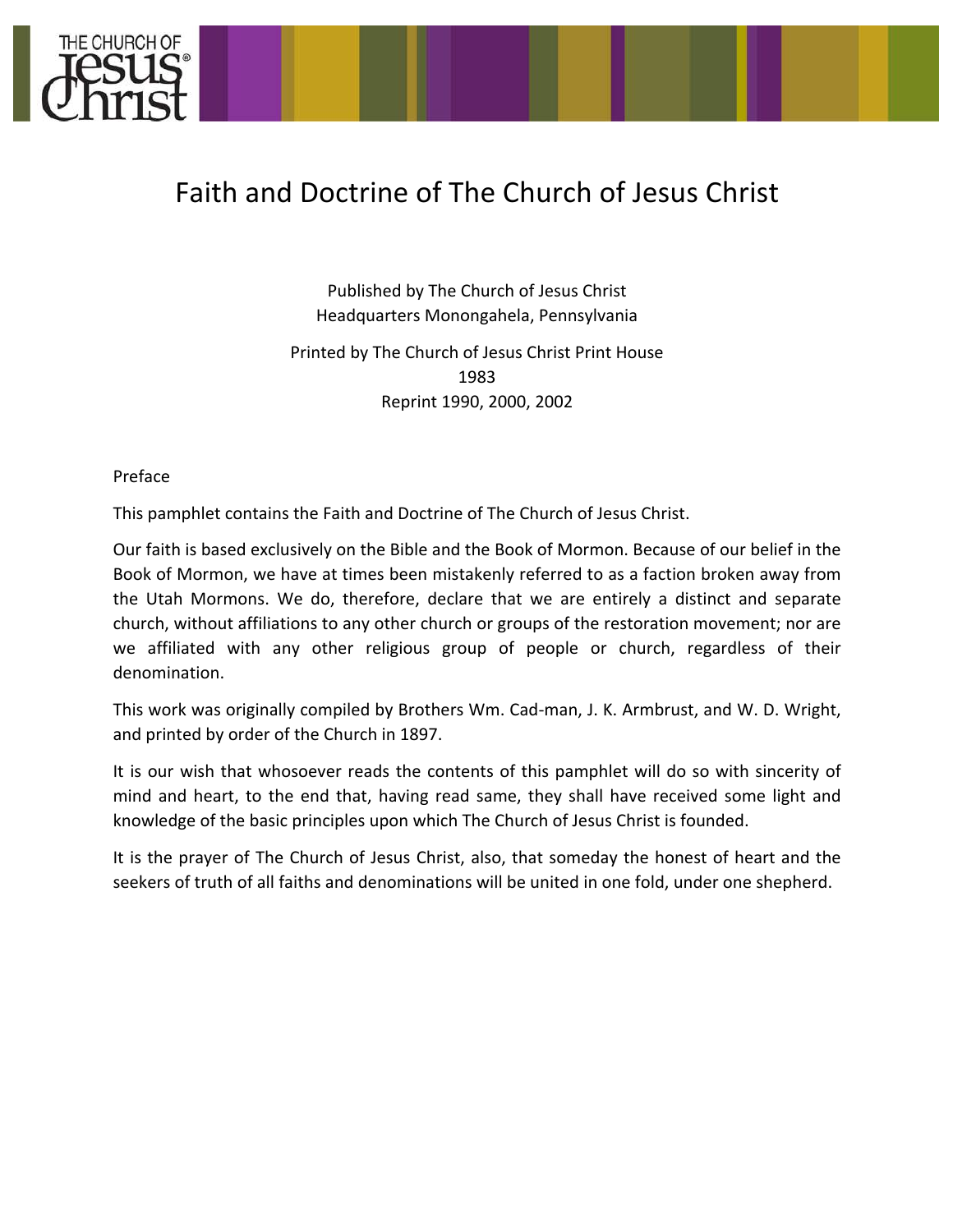# Faith and Doctrine of The Church of Jesus Christ

Published by The Church of Jesus Christ
Headquarters Monongahela, Pennsylvania

Printed by The Church of Jesus Christ Print House
1983
Reprint 1990, 2000, 2002

## Preface

This pamphlet contains the Faith and Doctrine of The Church of Jesus Christ.

Our faith is based exclusively on the Bible and the Book of Mormon. Because of our belief in the Book of Mormon, we have at times been mistakenly referred to as a faction broken away from the Utah Mormons. We do, therefore, declare that we are entirely a distinct and separate church, without affiliations to any other church or groups of the restoration movement; nor are we affiliated with any other religious group of people or church, regardless of their denomination.

This work was originally compiled by Brothers Wm. Cad-man, J. K. Armbrust, and W. D. Wright, and printed by order of the Church in 1897.

It is our wish that whosoever reads the contents of this pamphlet will do so with sincerity of mind and heart, to the end that, having read same, they shall have received some light and knowledge of the basic principles upon which The Church of Jesus Christ is founded.

It is the prayer of The Church of Jesus Christ, also, that someday the honest of heart and the seekers of truth of all faiths and denominations will be united in one fold, under one shepherd.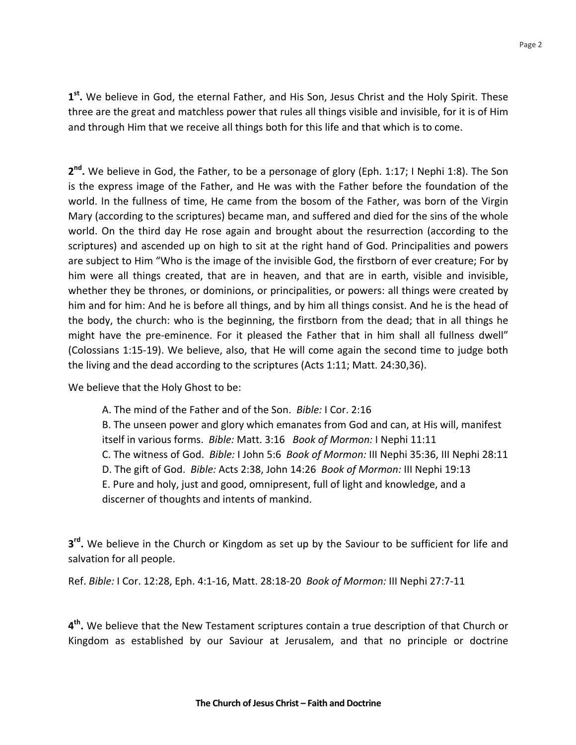**1st.** We believe in God, the eternal Father, and His Son, Jesus Christ and the Holy Spirit. These three are the great and matchless power that rules all things visible and invisible, for it is of Him and through Him that we receive all things both for this life and that which is to come.

**2nd.** We believe in God, the Father, to be a personage of glory (Eph. 1:17; I Nephi 1:8). The Son is the express image of the Father, and He was with the Father before the foundation of the world. In the fullness of time, He came from the bosom of the Father, was born of the Virgin Mary (according to the scriptures) became man, and suffered and died for the sins of the whole world. On the third day He rose again and brought about the resurrection (according to the scriptures) and ascended up on high to sit at the right hand of God. Principalities and powers are subject to Him "Who is the image of the invisible God, the firstborn of ever creature; For by him were all things created, that are in heaven, and that are in earth, visible and invisible, whether they be thrones, or dominions, or principalities, or powers: all things were created by him and for him: And he is before all things, and by him all things consist. And he is the head of the body, the church: who is the beginning, the firstborn from the dead; that in all things he might have the pre-eminence. For it pleased the Father that in him shall all fullness dwell" (Colossians 1:15-19). We believe, also, that He will come again the second time to judge both the living and the dead according to the scriptures (Acts 1:11; Matt. 24:30,36).

We believe that the Holy Ghost to be:

A. The mind of the Father and of the Son. *Bible:* I Cor. 2:16
B. The unseen power and glory which emanates from God and can, at His will, manifest itself in various forms. *Bible:* Matt. 3:16 *Book of Mormon:* I Nephi 11:11
C. The witness of God. *Bible:* I John 5:6 *Book of Mormon:* III Nephi 35:36, III Nephi 28:11
D. The gift of God. *Bible:* Acts 2:38, John 14:26 *Book of Mormon:* III Nephi 19:13
E. Pure and holy, just and good, omnipresent, full of light and knowledge, and a discerner of thoughts and intents of mankind.

**3rd.** We believe in the Church or Kingdom as set up by the Saviour to be sufficient for life and salvation for all people.

Ref. *Bible:* I Cor. 12:28, Eph. 4:1-16, Matt. 28:18-20 *Book of Mormon:* III Nephi 27:7-11

**4th.** We believe that the New Testament scriptures contain a true description of that Church or Kingdom as established by our Saviour at Jerusalem, and that no principle or doctrine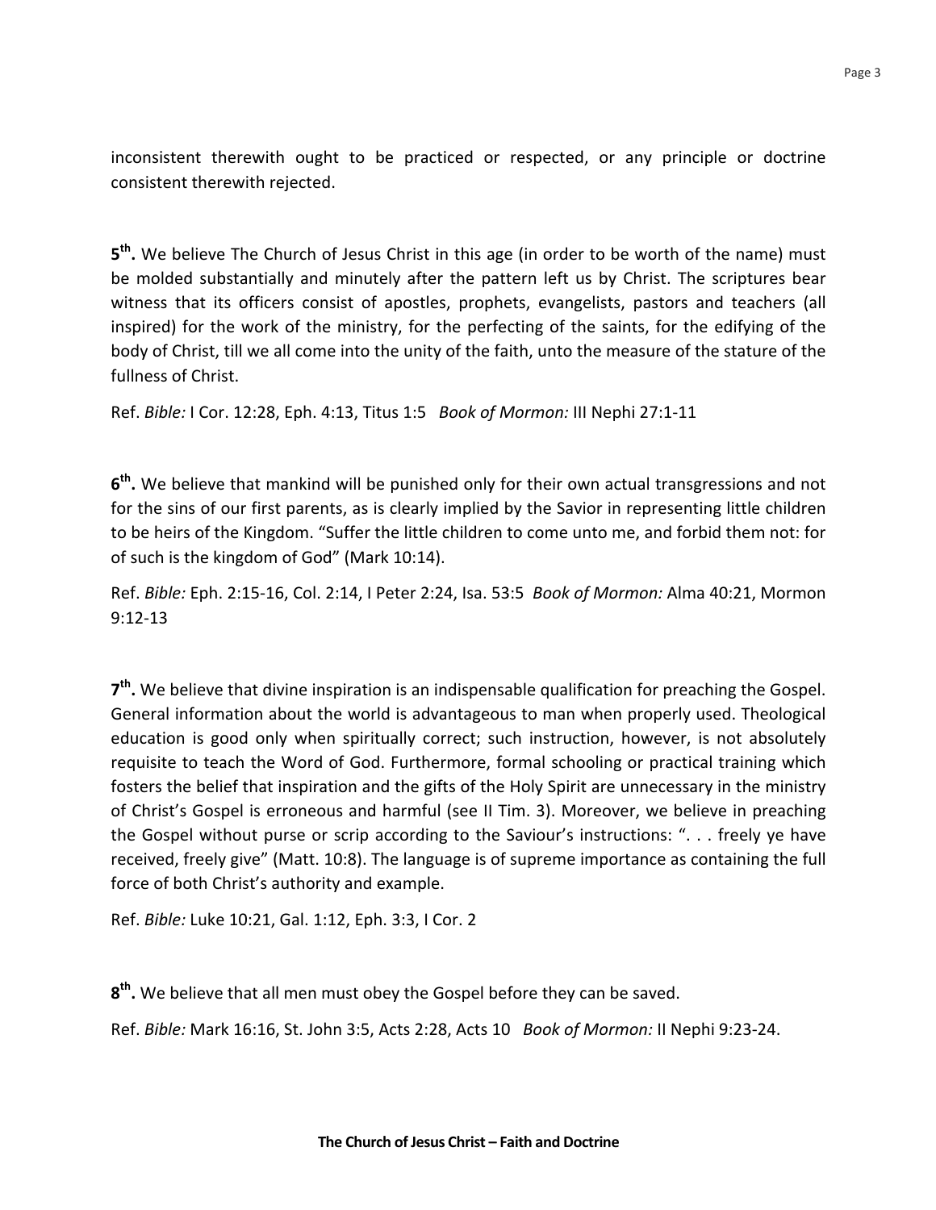inconsistent therewith ought to be practiced or respected, or any principle or doctrine consistent therewith rejected.

**5th.** We believe The Church of Jesus Christ in this age (in order to be worth of the name) must be molded substantially and minutely after the pattern left us by Christ. The scriptures bear witness that its officers consist of apostles, prophets, evangelists, pastors and teachers (all inspired) for the work of the ministry, for the perfecting of the saints, for the edifying of the body of Christ, till we all come into the unity of the faith, unto the measure of the stature of the fullness of Christ.

Ref. *Bible:* I Cor. 12:28, Eph. 4:13, Titus 1:5 *Book of Mormon:* III Nephi 27:1-11

**6th.** We believe that mankind will be punished only for their own actual transgressions and not for the sins of our first parents, as is clearly implied by the Savior in representing little children to be heirs of the Kingdom. "Suffer the little children to come unto me, and forbid them not: for of such is the kingdom of God" (Mark 10:14).

Ref. *Bible:* Eph. 2:15-16, Col. 2:14, I Peter 2:24, Isa. 53:5 *Book of Mormon:* Alma 40:21, Mormon 9:12-13

**7th.** We believe that divine inspiration is an indispensable qualification for preaching the Gospel. General information about the world is advantageous to man when properly used. Theological education is good only when spiritually correct; such instruction, however, is not absolutely requisite to teach the Word of God. Furthermore, formal schooling or practical training which fosters the belief that inspiration and the gifts of the Holy Spirit are unnecessary in the ministry of Christ's Gospel is erroneous and harmful (see II Tim. 3). Moreover, we believe in preaching the Gospel without purse or scrip according to the Saviour's instructions: ". . . freely ye have received, freely give" (Matt. 10:8). The language is of supreme importance as containing the full force of both Christ's authority and example.

Ref. *Bible:* Luke 10:21, Gal. 1:12, Eph. 3:3, I Cor. 2

**8th.** We believe that all men must obey the Gospel before they can be saved.

Ref. *Bible:* Mark 16:16, St. John 3:5, Acts 2:28, Acts 10 *Book of Mormon:* II Nephi 9:23-24.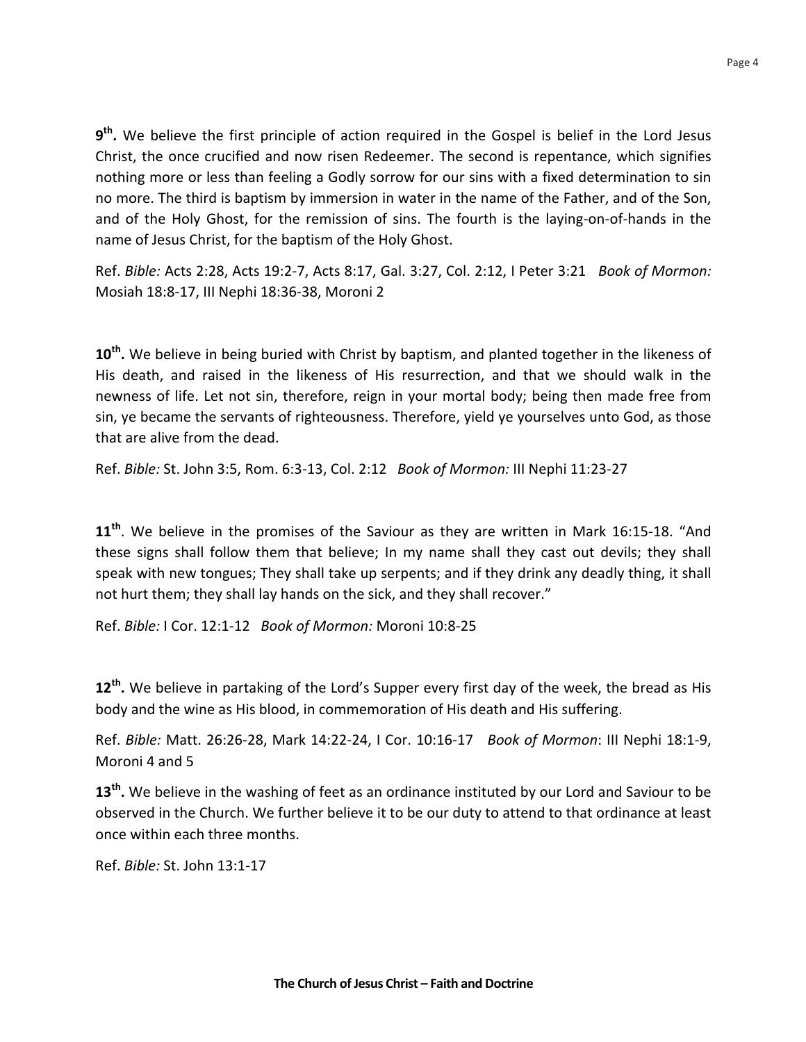**9th.** We believe the first principle of action required in the Gospel is belief in the Lord Jesus Christ, the once crucified and now risen Redeemer. The second is repentance, which signifies nothing more or less than feeling a Godly sorrow for our sins with a fixed determination to sin no more. The third is baptism by immersion in water in the name of the Father, and of the Son, and of the Holy Ghost, for the remission of sins. The fourth is the laying-on-of-hands in the name of Jesus Christ, for the baptism of the Holy Ghost.

Ref. *Bible:* Acts 2:28, Acts 19:2-7, Acts 8:17, Gal. 3:27, Col. 2:12, I Peter 3:21 *Book of Mormon:* Mosiah 18:8-17, III Nephi 18:36-38, Moroni 2

**10th.** We believe in being buried with Christ by baptism, and planted together in the likeness of His death, and raised in the likeness of His resurrection, and that we should walk in the newness of life. Let not sin, therefore, reign in your mortal body; being then made free from sin, ye became the servants of righteousness. Therefore, yield ye yourselves unto God, as those that are alive from the dead.

Ref. *Bible:* St. John 3:5, Rom. 6:3-13, Col. 2:12 *Book of Mormon:* III Nephi 11:23-27

**11th**. We believe in the promises of the Saviour as they are written in Mark 16:15-18. "And these signs shall follow them that believe; In my name shall they cast out devils; they shall speak with new tongues; They shall take up serpents; and if they drink any deadly thing, it shall not hurt them; they shall lay hands on the sick, and they shall recover."

Ref. *Bible:* I Cor. 12:1-12 *Book of Mormon:* Moroni 10:8-25

**12th.** We believe in partaking of the Lord's Supper every first day of the week, the bread as His body and the wine as His blood, in commemoration of His death and His suffering.

Ref. *Bible:* Matt. 26:26-28, Mark 14:22-24, I Cor. 10:16-17 *Book of Mormon*: III Nephi 18:1-9, Moroni 4 and 5

**13th.** We believe in the washing of feet as an ordinance instituted by our Lord and Saviour to be observed in the Church. We further believe it to be our duty to attend to that ordinance at least once within each three months.

Ref. *Bible:* St. John 13:1-17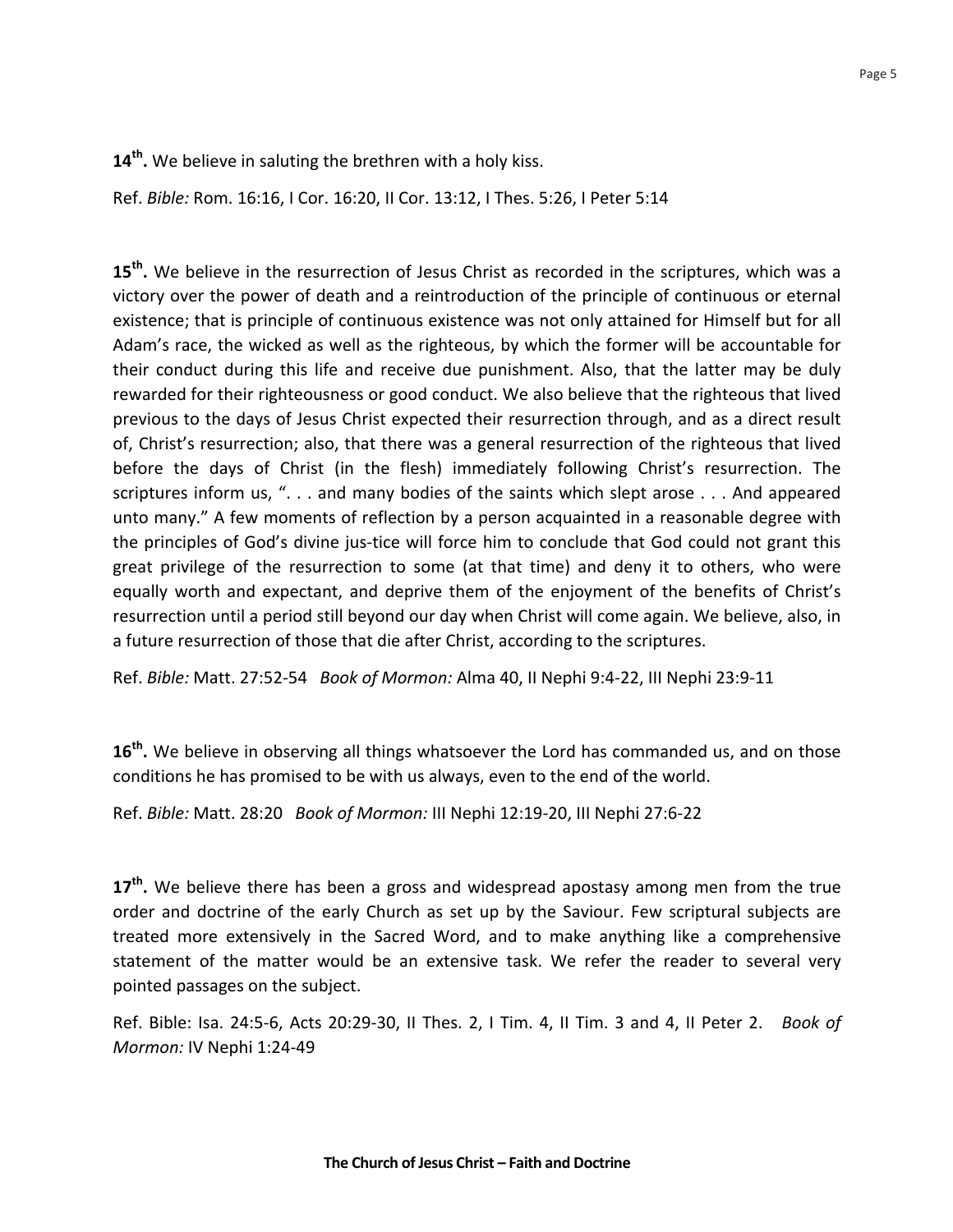**14th.** We believe in saluting the brethren with a holy kiss.

Ref. *Bible:* Rom. 16:16, I Cor. 16:20, II Cor. 13:12, I Thes. 5:26, I Peter 5:14

**15th.** We believe in the resurrection of Jesus Christ as recorded in the scriptures, which was a victory over the power of death and a reintroduction of the principle of continuous or eternal existence; that is principle of continuous existence was not only attained for Himself but for all Adam's race, the wicked as well as the righteous, by which the former will be accountable for their conduct during this life and receive due punishment. Also, that the latter may be duly rewarded for their righteousness or good conduct. We also believe that the righteous that lived previous to the days of Jesus Christ expected their resurrection through, and as a direct result of, Christ's resurrection; also, that there was a general resurrection of the righteous that lived before the days of Christ (in the flesh) immediately following Christ's resurrection. The scriptures inform us, ". . . and many bodies of the saints which slept arose . . . And appeared unto many." A few moments of reflection by a person acquainted in a reasonable degree with the principles of God's divine jus-tice will force him to conclude that God could not grant this great privilege of the resurrection to some (at that time) and deny it to others, who were equally worth and expectant, and deprive them of the enjoyment of the benefits of Christ's resurrection until a period still beyond our day when Christ will come again. We believe, also, in a future resurrection of those that die after Christ, according to the scriptures.

Ref. *Bible:* Matt. 27:52-54 *Book of Mormon:* Alma 40, II Nephi 9:4-22, III Nephi 23:9-11

**16th.** We believe in observing all things whatsoever the Lord has commanded us, and on those conditions he has promised to be with us always, even to the end of the world.

Ref. *Bible:* Matt. 28:20 *Book of Mormon:* III Nephi 12:19-20, III Nephi 27:6-22

**17th.** We believe there has been a gross and widespread apostasy among men from the true order and doctrine of the early Church as set up by the Saviour. Few scriptural subjects are treated more extensively in the Sacred Word, and to make anything like a comprehensive statement of the matter would be an extensive task. We refer the reader to several very pointed passages on the subject.

Ref. Bible: Isa. 24:5-6, Acts 20:29-30, II Thes. 2, I Tim. 4, II Tim. 3 and 4, II Peter 2. *Book of Mormon:* IV Nephi 1:24-49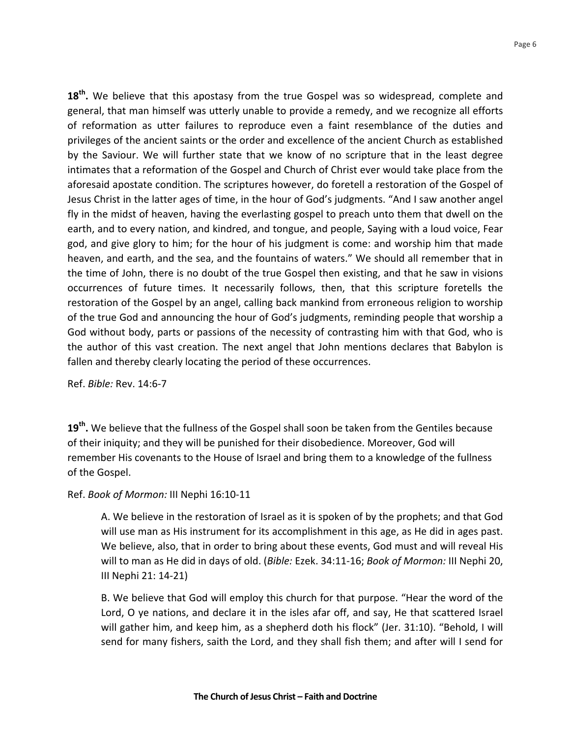**18th.** We believe that this apostasy from the true Gospel was so widespread, complete and general, that man himself was utterly unable to provide a remedy, and we recognize all efforts of reformation as utter failures to reproduce even a faint resemblance of the duties and privileges of the ancient saints or the order and excellence of the ancient Church as established by the Saviour. We will further state that we know of no scripture that in the least degree intimates that a reformation of the Gospel and Church of Christ ever would take place from the aforesaid apostate condition. The scriptures however, do foretell a restoration of the Gospel of Jesus Christ in the latter ages of time, in the hour of God's judgments. "And I saw another angel fly in the midst of heaven, having the everlasting gospel to preach unto them that dwell on the earth, and to every nation, and kindred, and tongue, and people, Saying with a loud voice, Fear god, and give glory to him; for the hour of his judgment is come: and worship him that made heaven, and earth, and the sea, and the fountains of waters." We should all remember that in the time of John, there is no doubt of the true Gospel then existing, and that he saw in visions occurrences of future times. It necessarily follows, then, that this scripture foretells the restoration of the Gospel by an angel, calling back mankind from erroneous religion to worship of the true God and announcing the hour of God's judgments, reminding people that worship a God without body, parts or passions of the necessity of contrasting him with that God, who is the author of this vast creation. The next angel that John mentions declares that Babylon is fallen and thereby clearly locating the period of these occurrences.

Ref. *Bible:* Rev. 14:6-7

**19th.** We believe that the fullness of the Gospel shall soon be taken from the Gentiles because of their iniquity; and they will be punished for their disobedience. Moreover, God will remember His covenants to the House of Israel and bring them to a knowledge of the fullness of the Gospel.

Ref. *Book of Mormon:* III Nephi 16:10-11

A. We believe in the restoration of Israel as it is spoken of by the prophets; and that God will use man as His instrument for its accomplishment in this age, as He did in ages past. We believe, also, that in order to bring about these events, God must and will reveal His will to man as He did in days of old. (*Bible:* Ezek. 34:11-16; *Book of Mormon:* III Nephi 20, III Nephi 21: 14-21)

B. We believe that God will employ this church for that purpose. "Hear the word of the Lord, O ye nations, and declare it in the isles afar off, and say, He that scattered Israel will gather him, and keep him, as a shepherd doth his flock" (Jer. 31:10). "Behold, I will send for many fishers, saith the Lord, and they shall fish them; and after will I send for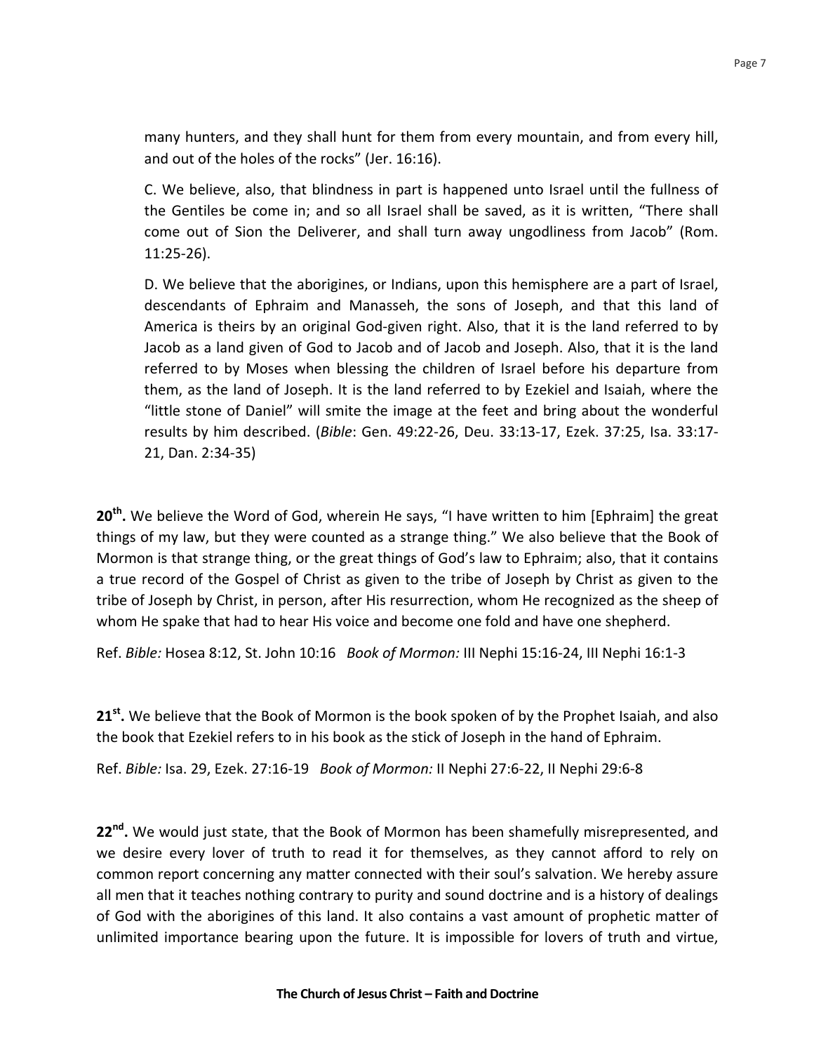many hunters, and they shall hunt for them from every mountain, and from every hill, and out of the holes of the rocks" (Jer. 16:16).

C. We believe, also, that blindness in part is happened unto Israel until the fullness of the Gentiles be come in; and so all Israel shall be saved, as it is written, "There shall come out of Sion the Deliverer, and shall turn away ungodliness from Jacob" (Rom. 11:25-26).

D. We believe that the aborigines, or Indians, upon this hemisphere are a part of Israel, descendants of Ephraim and Manasseh, the sons of Joseph, and that this land of America is theirs by an original God-given right. Also, that it is the land referred to by Jacob as a land given of God to Jacob and of Jacob and Joseph. Also, that it is the land referred to by Moses when blessing the children of Israel before his departure from them, as the land of Joseph. It is the land referred to by Ezekiel and Isaiah, where the "little stone of Daniel" will smite the image at the feet and bring about the wonderful results by him described. (*Bible*: Gen. 49:22-26, Deu. 33:13-17, Ezek. 37:25, Isa. 33:17-21, Dan. 2:34-35)

**20th.** We believe the Word of God, wherein He says, "I have written to him [Ephraim] the great things of my law, but they were counted as a strange thing." We also believe that the Book of Mormon is that strange thing, or the great things of God's law to Ephraim; also, that it contains a true record of the Gospel of Christ as given to the tribe of Joseph by Christ as given to the tribe of Joseph by Christ, in person, after His resurrection, whom He recognized as the sheep of whom He spake that had to hear His voice and become one fold and have one shepherd.

Ref. *Bible:* Hosea 8:12, St. John 10:16 *Book of Mormon:* III Nephi 15:16-24, III Nephi 16:1-3

**21st.** We believe that the Book of Mormon is the book spoken of by the Prophet Isaiah, and also the book that Ezekiel refers to in his book as the stick of Joseph in the hand of Ephraim.

Ref. *Bible:* Isa. 29, Ezek. 27:16-19 *Book of Mormon:* II Nephi 27:6-22, II Nephi 29:6-8

**22nd.** We would just state, that the Book of Mormon has been shamefully misrepresented, and we desire every lover of truth to read it for themselves, as they cannot afford to rely on common report concerning any matter connected with their soul's salvation. We hereby assure all men that it teaches nothing contrary to purity and sound doctrine and is a history of dealings of God with the aborigines of this land. It also contains a vast amount of prophetic matter of unlimited importance bearing upon the future. It is impossible for lovers of truth and virtue,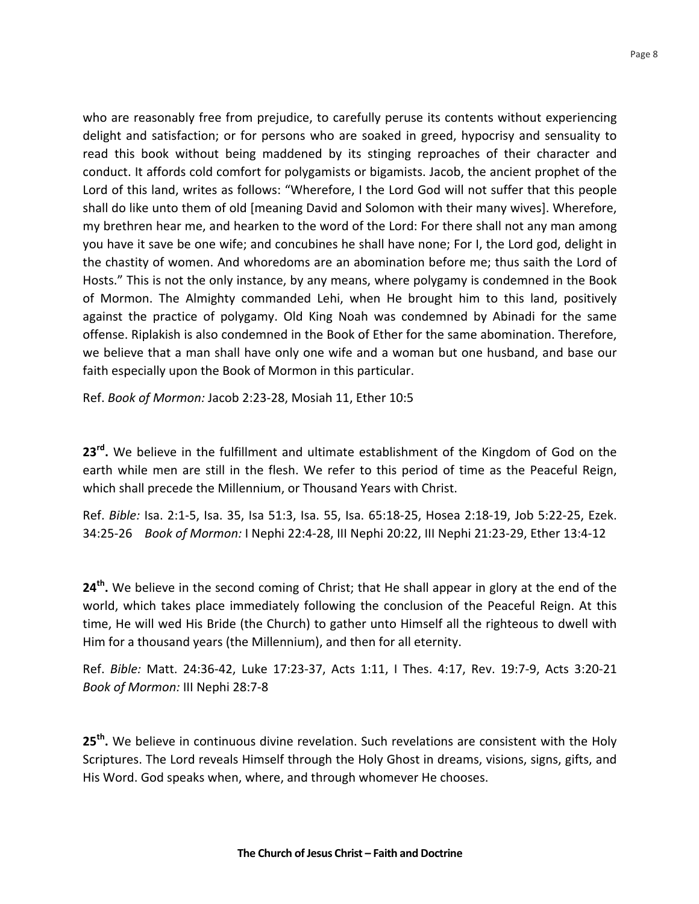who are reasonably free from prejudice, to carefully peruse its contents without experiencing delight and satisfaction; or for persons who are soaked in greed, hypocrisy and sensuality to read this book without being maddened by its stinging reproaches of their character and conduct. It affords cold comfort for polygamists or bigamists. Jacob, the ancient prophet of the Lord of this land, writes as follows: "Wherefore, I the Lord God will not suffer that this people shall do like unto them of old [meaning David and Solomon with their many wives]. Wherefore, my brethren hear me, and hearken to the word of the Lord: For there shall not any man among you have it save be one wife; and concubines he shall have none; For I, the Lord god, delight in the chastity of women. And whoredoms are an abomination before me; thus saith the Lord of Hosts." This is not the only instance, by any means, where polygamy is condemned in the Book of Mormon. The Almighty commanded Lehi, when He brought him to this land, positively against the practice of polygamy. Old King Noah was condemned by Abinadi for the same offense. Riplakish is also condemned in the Book of Ether for the same abomination. Therefore, we believe that a man shall have only one wife and a woman but one husband, and base our faith especially upon the Book of Mormon in this particular.

Ref. *Book of Mormon:* Jacob 2:23-28, Mosiah 11, Ether 10:5

**23rd.** We believe in the fulfillment and ultimate establishment of the Kingdom of God on the earth while men are still in the flesh. We refer to this period of time as the Peaceful Reign, which shall precede the Millennium, or Thousand Years with Christ.

Ref. *Bible:* Isa. 2:1-5, Isa. 35, Isa 51:3, Isa. 55, Isa. 65:18-25, Hosea 2:18-19, Job 5:22-25, Ezek. 34:25-26 *Book of Mormon:* I Nephi 22:4-28, III Nephi 20:22, III Nephi 21:23-29, Ether 13:4-12

**24th.** We believe in the second coming of Christ; that He shall appear in glory at the end of the world, which takes place immediately following the conclusion of the Peaceful Reign. At this time, He will wed His Bride (the Church) to gather unto Himself all the righteous to dwell with Him for a thousand years (the Millennium), and then for all eternity.

Ref. *Bible:* Matt. 24:36-42, Luke 17:23-37, Acts 1:11, I Thes. 4:17, Rev. 19:7-9, Acts 3:20-21 *Book of Mormon:* III Nephi 28:7-8

**25th.** We believe in continuous divine revelation. Such revelations are consistent with the Holy Scriptures. The Lord reveals Himself through the Holy Ghost in dreams, visions, signs, gifts, and His Word. God speaks when, where, and through whomever He chooses.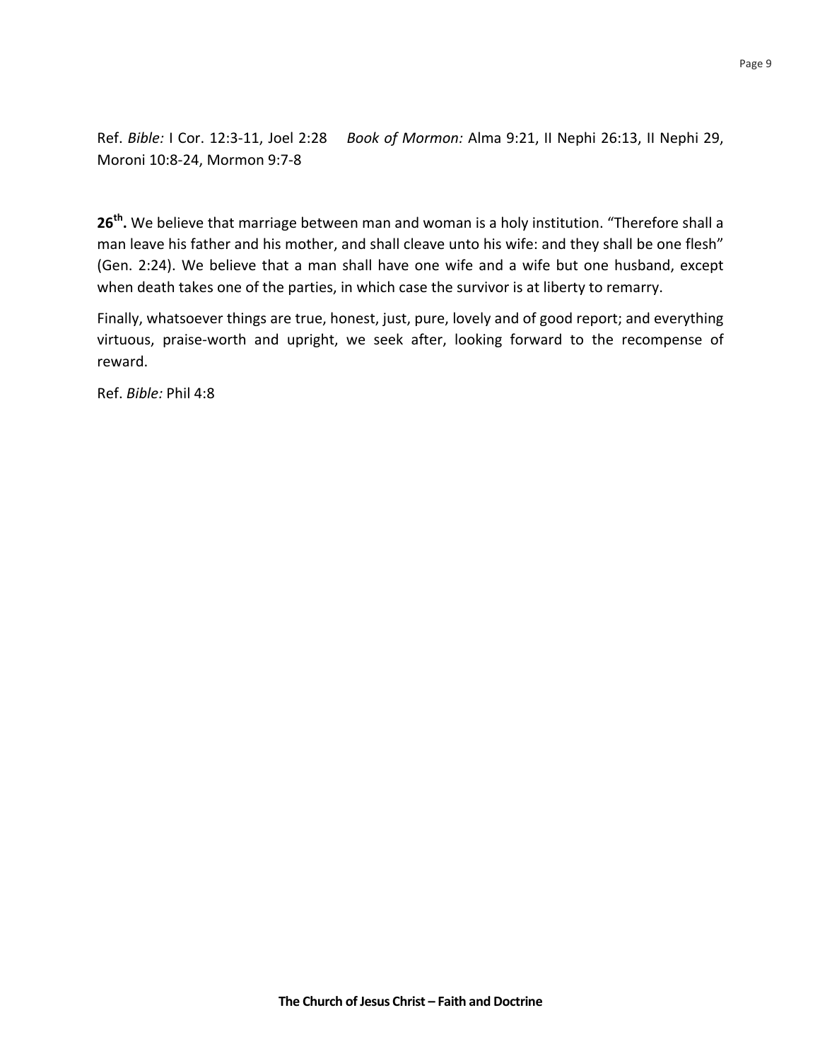Ref. *Bible:* I Cor. 12:3-11, Joel 2:28 *Book of Mormon:* Alma 9:21, II Nephi 26:13, II Nephi 29, Moroni 10:8-24, Mormon 9:7-8

**26th.** We believe that marriage between man and woman is a holy institution. "Therefore shall a man leave his father and his mother, and shall cleave unto his wife: and they shall be one flesh" (Gen. 2:24). We believe that a man shall have one wife and a wife but one husband, except when death takes one of the parties, in which case the survivor is at liberty to remarry.

Finally, whatsoever things are true, honest, just, pure, lovely and of good report; and everything virtuous, praise-worth and upright, we seek after, looking forward to the recompense of reward.

Ref. *Bible:* Phil 4:8